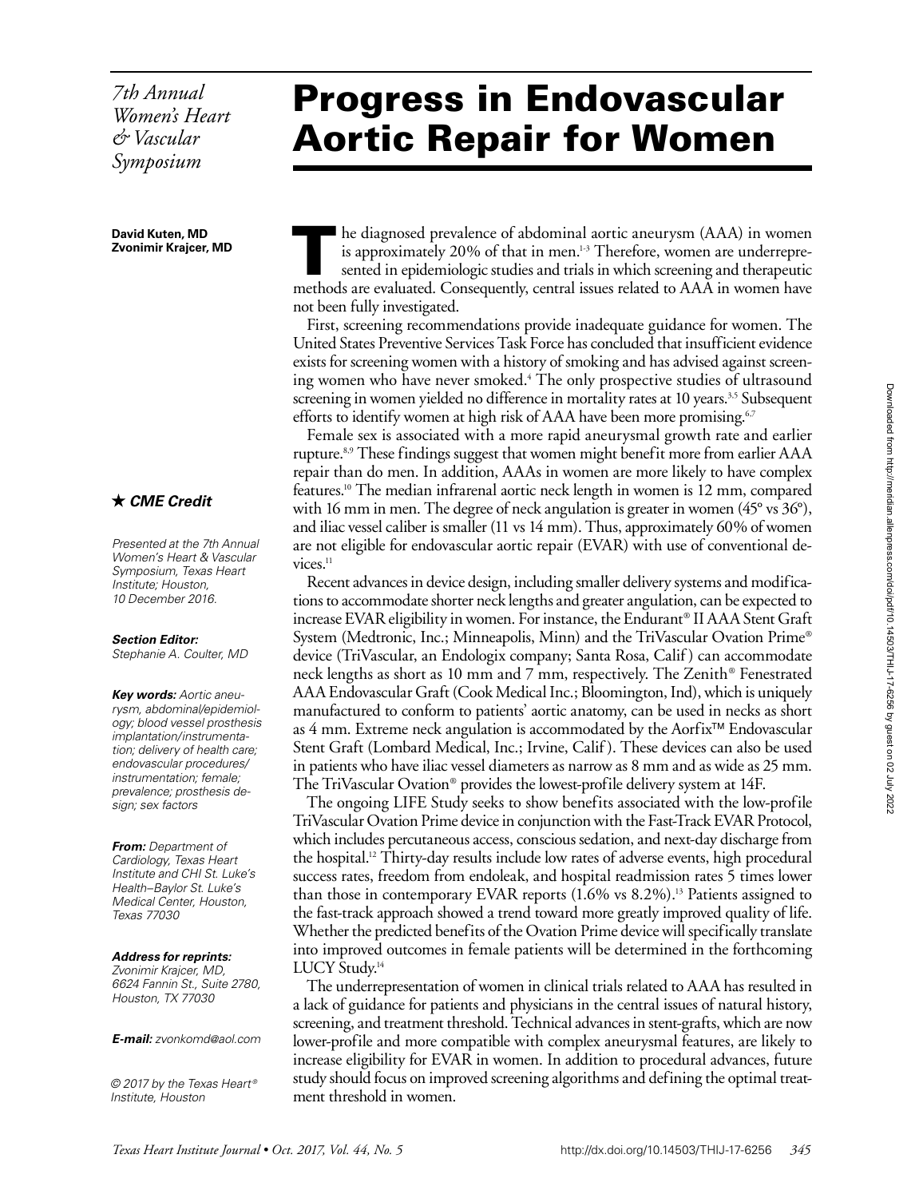*7th Annual Women's Heart & Vascular Symposium*

# Progress in Endovascular Aortic Repair for Women

**David Kuten, MD**
**Zvonimir Krajcer, MD**

**★ *CME Credit***

*Presented at the 7th Annual Women's Heart & Vascular Symposium, Texas Heart Institute; Houston, 10 December 2016.*

***Section Editor:*** *Stephanie A. Coulter, MD*

***Key words:*** *Aortic aneurysm, abdominal/epidemiology; blood vessel prosthesis implantation/instrumentation; delivery of health care; endovascular procedures/instrumentation; female; prevalence; prosthesis design; sex factors*

***From:*** *Department of Cardiology, Texas Heart Institute and CHI St. Luke's Health–Baylor St. Luke's Medical Center, Houston, Texas 77030*

***Address for reprints:*** *Zvonimir Krajcer, MD, 6624 Fannin St., Suite 2780, Houston, TX 77030*

***E-mail:*** *zvonkomd@aol.com*

*© 2017 by the Texas Heart® Institute, Houston*

The diagnosed prevalence of abdominal aortic aneurysm (AAA) in women is approximately 20% of that in men.[1-3] Therefore, women are underrepresented in epidemiologic studies and trials in which screening and therapeutic methods are evaluated. Consequently, central issues related to AAA in women have not been fully investigated.

First, screening recommendations provide inadequate guidance for women. The United States Preventive Services Task Force has concluded that insufficient evidence exists for screening women with a history of smoking and has advised against screening women who have never smoked.[4] The only prospective studies of ultrasound screening in women yielded no difference in mortality rates at 10 years.[3,5] Subsequent efforts to identify women at high risk of AAA have been more promising.[6,7]

Female sex is associated with a more rapid aneurysmal growth rate and earlier rupture.[8,9] These findings suggest that women might benefit more from earlier AAA repair than do men. In addition, AAAs in women are more likely to have complex features.[10] The median infrarenal aortic neck length in women is 12 mm, compared with 16 mm in men. The degree of neck angulation is greater in women (45° vs 36°), and iliac vessel caliber is smaller (11 vs 14 mm). Thus, approximately 60% of women are not eligible for endovascular aortic repair (EVAR) with use of conventional devices.[11]

Recent advances in device design, including smaller delivery systems and modifications to accommodate shorter neck lengths and greater angulation, can be expected to increase EVAR eligibility in women. For instance, the Endurant® II AAA Stent Graft System (Medtronic, Inc.; Minneapolis, Minn) and the TriVascular Ovation Prime® device (TriVascular, an Endologix company; Santa Rosa, Calif) can accommodate neck lengths as short as 10 mm and 7 mm, respectively. The Zenith® Fenestrated AAA Endovascular Graft (Cook Medical Inc.; Bloomington, Ind), which is uniquely manufactured to conform to patients' aortic anatomy, can be used in necks as short as 4 mm. Extreme neck angulation is accommodated by the Aorfix™ Endovascular Stent Graft (Lombard Medical, Inc.; Irvine, Calif). These devices can also be used in patients who have iliac vessel diameters as narrow as 8 mm and as wide as 25 mm. The TriVascular Ovation® provides the lowest-profile delivery system at 14F.

The ongoing LIFE Study seeks to show benefits associated with the low-profile TriVascular Ovation Prime device in conjunction with the Fast-Track EVAR Protocol, which includes percutaneous access, conscious sedation, and next-day discharge from the hospital.[12] Thirty-day results include low rates of adverse events, high procedural success rates, freedom from endoleak, and hospital readmission rates 5 times lower than those in contemporary EVAR reports (1.6% vs 8.2%).[13] Patients assigned to the fast-track approach showed a trend toward more greatly improved quality of life. Whether the predicted benefits of the Ovation Prime device will specifically translate into improved outcomes in female patients will be determined in the forthcoming LUCY Study.[14]

The underrepresentation of women in clinical trials related to AAA has resulted in a lack of guidance for patients and physicians in the central issues of natural history, screening, and treatment threshold. Technical advances in stent-grafts, which are now lower-profile and more compatible with complex aneurysmal features, are likely to increase eligibility for EVAR in women. In addition to procedural advances, future study should focus on improved screening algorithms and defining the optimal treatment threshold in women.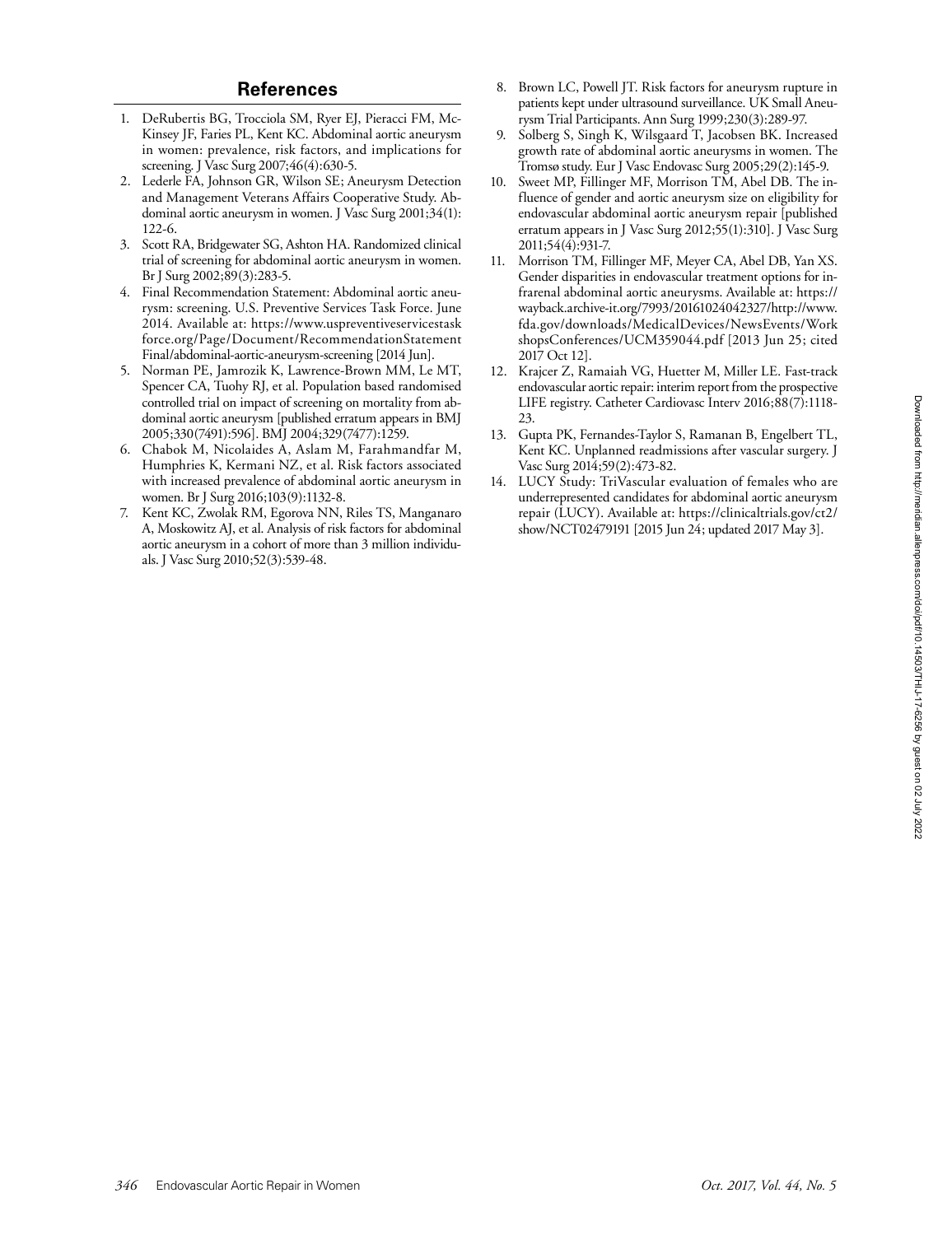## References

1. DeRubertis BG, Trocciola SM, Ryer EJ, Pieracci FM, McKinsey JF, Faries PL, Kent KC. Abdominal aortic aneurysm in women: prevalence, risk factors, and implications for screening. J Vasc Surg 2007;46(4):630-5.
2. Lederle FA, Johnson GR, Wilson SE; Aneurysm Detection and Management Veterans Affairs Cooperative Study. Abdominal aortic aneurysm in women. J Vasc Surg 2001;34(1):122-6.
3. Scott RA, Bridgewater SG, Ashton HA. Randomized clinical trial of screening for abdominal aortic aneurysm in women. Br J Surg 2002;89(3):283-5.
4. Final Recommendation Statement: Abdominal aortic aneurysm: screening. U.S. Preventive Services Task Force. June 2014. Available at: https://www.uspreventiveservicestaskforce.org/Page/Document/RecommendationStatementFinal/abdominal-aortic-aneurysm-screening [2014 Jun].
5. Norman PE, Jamrozik K, Lawrence-Brown MM, Le MT, Spencer CA, Tuohy RJ, et al. Population based randomised controlled trial on impact of screening on mortality from abdominal aortic aneurysm [published erratum appears in BMJ 2005;330(7491):596]. BMJ 2004;329(7477):1259.
6. Chabok M, Nicolaides A, Aslam M, Farahmandfar M, Humphries K, Kermani NZ, et al. Risk factors associated with increased prevalence of abdominal aortic aneurysm in women. Br J Surg 2016;103(9):1132-8.
7. Kent KC, Zwolak RM, Egorova NN, Riles TS, Manganaro A, Moskowitz AJ, et al. Analysis of risk factors for abdominal aortic aneurysm in a cohort of more than 3 million individuals. J Vasc Surg 2010;52(3):539-48.
8. Brown LC, Powell JT. Risk factors for aneurysm rupture in patients kept under ultrasound surveillance. UK Small Aneurysm Trial Participants. Ann Surg 1999;230(3):289-97.
9. Solberg S, Singh K, Wilsgaard T, Jacobsen BK. Increased growth rate of abdominal aortic aneurysms in women. The Tromsø study. Eur J Vasc Endovasc Surg 2005;29(2):145-9.
10. Sweet MP, Fillinger MF, Morrison TM, Abel DB. The influence of gender and aortic aneurysm size on eligibility for endovascular abdominal aortic aneurysm repair [published erratum appears in J Vasc Surg 2012;55(1):310]. J Vasc Surg 2011;54(4):931-7.
11. Morrison TM, Fillinger MF, Meyer CA, Abel DB, Yan XS. Gender disparities in endovascular treatment options for infrarenal abdominal aortic aneurysms. Available at: https://wayback.archive-it.org/7993/20161024042327/http://www.fda.gov/downloads/MedicalDevices/NewsEvents/WorkshopsConferences/UCM359044.pdf [2013 Jun 25; cited 2017 Oct 12].
12. Krajcer Z, Ramaiah VG, Huetter M, Miller LE. Fast-track endovascular aortic repair: interim report from the prospective LIFE registry. Catheter Cardiovasc Interv 2016;88(7):1118-23.
13. Gupta PK, Fernandes-Taylor S, Ramanan B, Engelbert TL, Kent KC. Unplanned readmissions after vascular surgery. J Vasc Surg 2014;59(2):473-82.
14. LUCY Study: TriVascular evaluation of females who are underrepresented candidates for abdominal aortic aneurysm repair (LUCY). Available at: https://clinicaltrials.gov/ct2/show/NCT02479191 [2015 Jun 24; updated 2017 May 3].